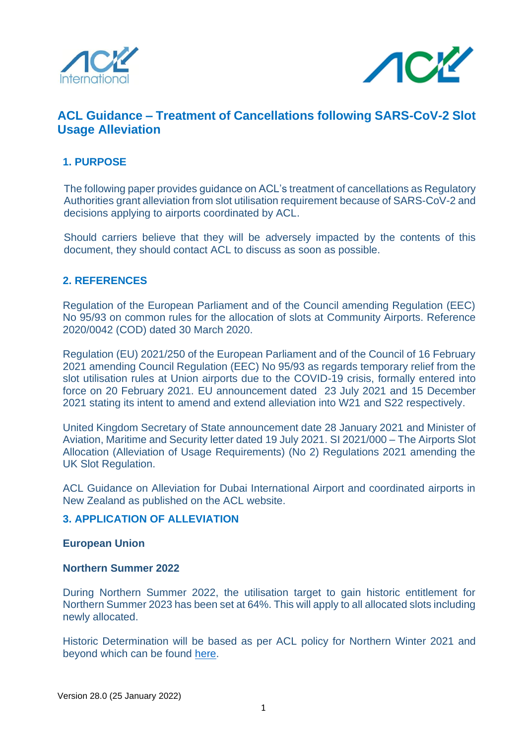# ACL Guidance – Treatment of Cancellations following SARS-CoV-2 Slot Usage Alleviation

## 1. PURPOSE

The following paper provides guidance on ACL's treatment of cancellations as Regulatory Authorities grant alleviation from slot utilisation requirement because of SARS-CoV-2 and decisions applying to airports coordinated by ACL.

Should carriers believe that they will be adversely impacted by the contents of this document, they should contact ACL to discuss as soon as possible.

## 2. REFERENCES

Regulation of the European Parliament and of the Council amending Regulation (EEC) No 95/93 on common rules for the allocation of slots at Community Airports. Reference 2020/0042 (COD) dated 30 March 2020.

Regulation (EU) 2021/250 of the European Parliament and of the Council of 16 February 2021 amending Council Regulation (EEC) No 95/93 as regards temporary relief from the slot utilisation rules at Union airports due to the COVID-19 crisis, formally entered into force on 20 February 2021. EU announcement dated 23 July 2021 and 15 December 2021 stating its intent to amend and extend alleviation into W21 and S22 respectively.

United Kingdom Secretary of State announcement date 28 January 2021 and Minister of Aviation, Maritime and Security letter dated 19 July 2021. SI 2021/000 – The Airports Slot Allocation (Alleviation of Usage Requirements) (No 2) Regulations 2021 amending the UK Slot Regulation.

ACL Guidance on Alleviation for Dubai International Airport and coordinated airports in New Zealand as published on the ACL website.

## 3. APPLICATION OF ALLEVIATION

### European Union

### Northern Summer 2022

During Northern Summer 2022, the utilisation target to gain historic entitlement for Northern Summer 2023 has been set at 64%. This will apply to all allocated slots including newly allocated.

Historic Determination will be based as per ACL policy for Northern Winter 2021 and beyond which can be found here.

Version 28.0 (25 January 2022)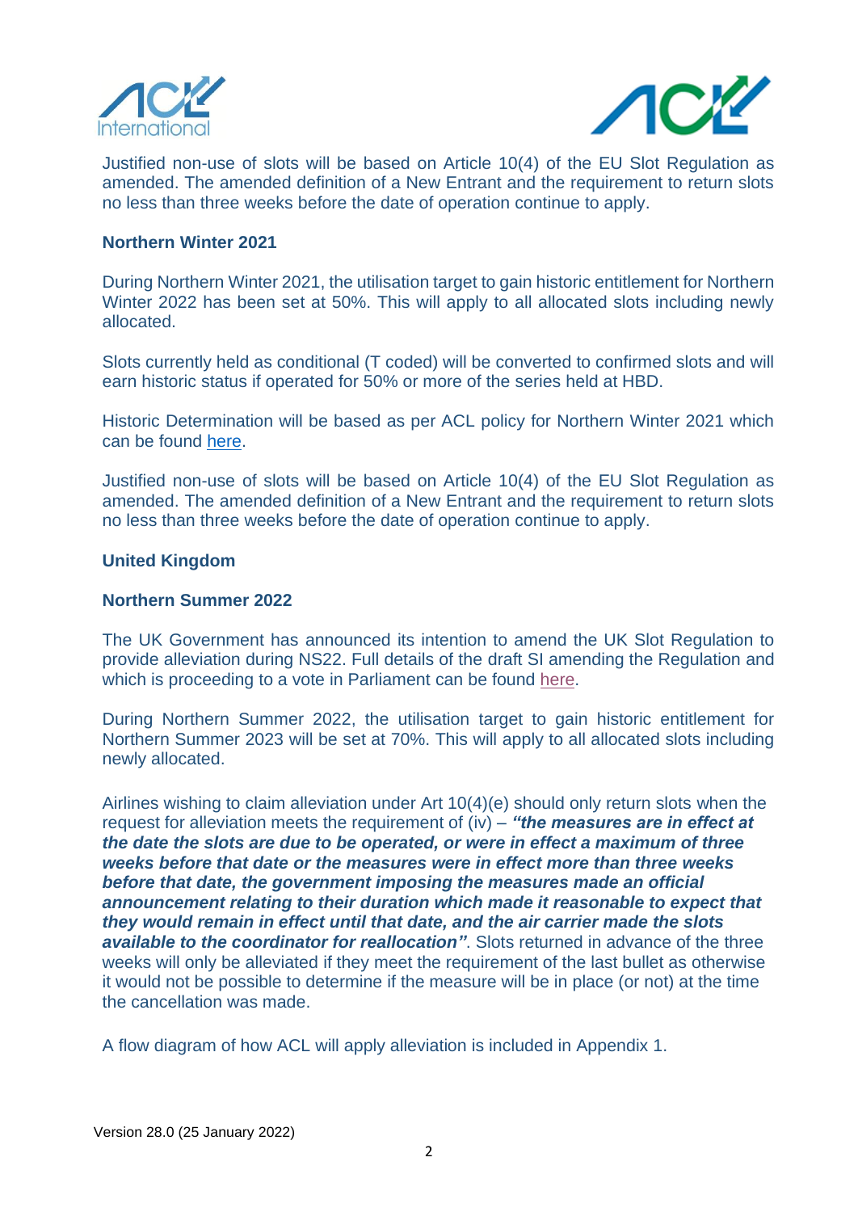Justified non-use of slots will be based on Article 10(4) of the EU Slot Regulation as amended. The amended definition of a New Entrant and the requirement to return slots no less than three weeks before the date of operation continue to apply.

**Northern Winter 2021**

During Northern Winter 2021, the utilisation target to gain historic entitlement for Northern Winter 2022 has been set at 50%. This will apply to all allocated slots including newly allocated.

Slots currently held as conditional (T coded) will be converted to confirmed slots and will earn historic status if operated for 50% or more of the series held at HBD.

Historic Determination will be based as per ACL policy for Northern Winter 2021 which can be found here.

Justified non-use of slots will be based on Article 10(4) of the EU Slot Regulation as amended. The amended definition of a New Entrant and the requirement to return slots no less than three weeks before the date of operation continue to apply.

**United Kingdom**

**Northern Summer 2022**

The UK Government has announced its intention to amend the UK Slot Regulation to provide alleviation during NS22. Full details of the draft SI amending the Regulation and which is proceeding to a vote in Parliament can be found here.

During Northern Summer 2022, the utilisation target to gain historic entitlement for Northern Summer 2023 will be set at 70%. This will apply to all allocated slots including newly allocated.

Airlines wishing to claim alleviation under Art 10(4)(e) should only return slots when the request for alleviation meets the requirement of (iv) – ***"the measures are in effect at the date the slots are due to be operated, or were in effect a maximum of three weeks before that date or the measures were in effect more than three weeks before that date, the government imposing the measures made an official announcement relating to their duration which made it reasonable to expect that they would remain in effect until that date, and the air carrier made the slots available to the coordinator for reallocation"***. Slots returned in advance of the three weeks will only be alleviated if they meet the requirement of the last bullet as otherwise it would not be possible to determine if the measure will be in place (or not) at the time the cancellation was made.

A flow diagram of how ACL will apply alleviation is included in Appendix 1.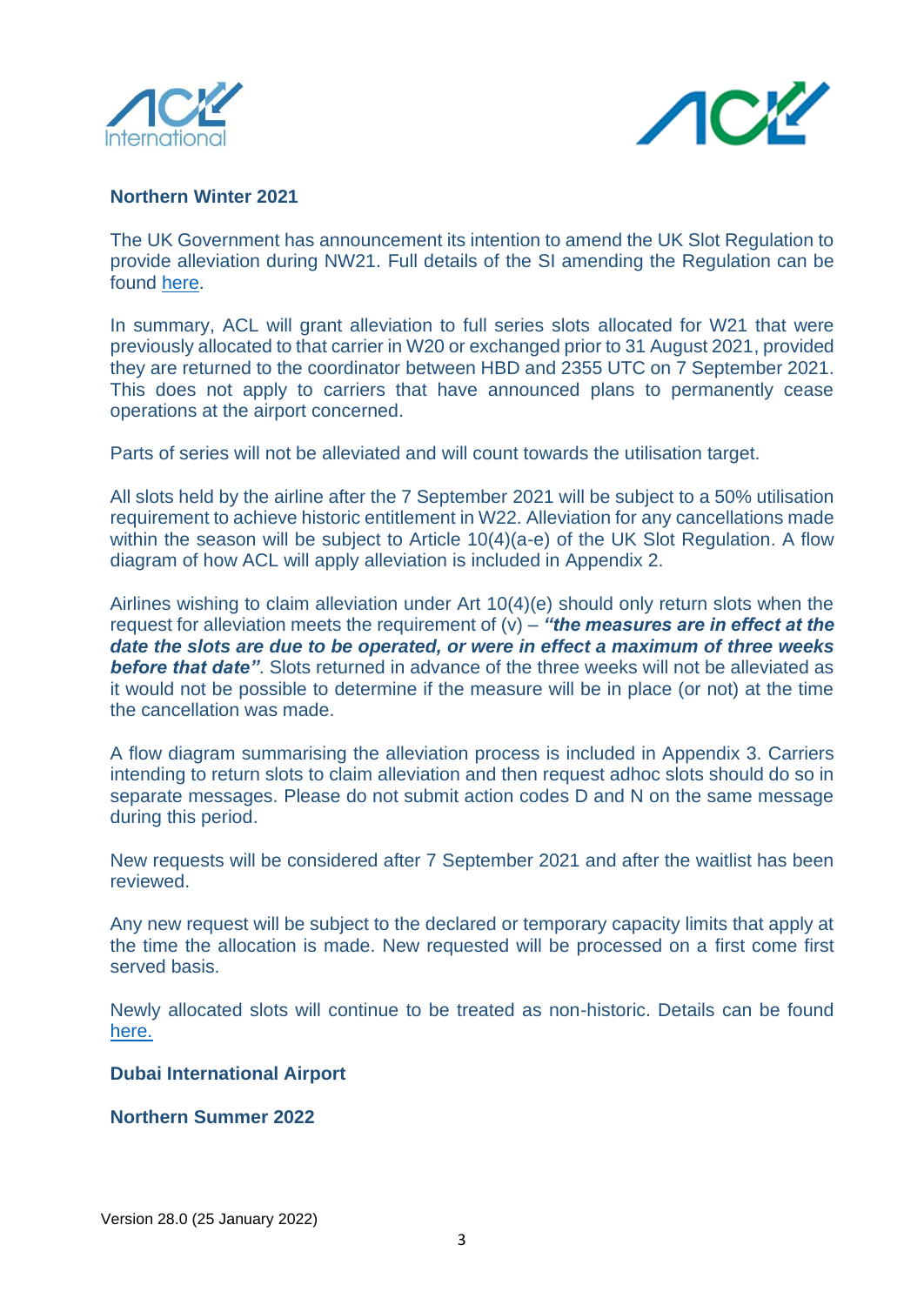**Northern Winter 2021**

The UK Government has announcement its intention to amend the UK Slot Regulation to provide alleviation during NW21. Full details of the SI amending the Regulation can be found here.

In summary, ACL will grant alleviation to full series slots allocated for W21 that were previously allocated to that carrier in W20 or exchanged prior to 31 August 2021, provided they are returned to the coordinator between HBD and 2355 UTC on 7 September 2021. This does not apply to carriers that have announced plans to permanently cease operations at the airport concerned.

Parts of series will not be alleviated and will count towards the utilisation target.

All slots held by the airline after the 7 September 2021 will be subject to a 50% utilisation requirement to achieve historic entitlement in W22. Alleviation for any cancellations made within the season will be subject to Article 10(4)(a-e) of the UK Slot Regulation. A flow diagram of how ACL will apply alleviation is included in Appendix 2.

Airlines wishing to claim alleviation under Art 10(4)(e) should only return slots when the request for alleviation meets the requirement of (v) – ***"the measures are in effect at the date the slots are due to be operated, or were in effect a maximum of three weeks before that date"***. Slots returned in advance of the three weeks will not be alleviated as it would not be possible to determine if the measure will be in place (or not) at the time the cancellation was made.

A flow diagram summarising the alleviation process is included in Appendix 3. Carriers intending to return slots to claim alleviation and then request adhoc slots should do so in separate messages. Please do not submit action codes D and N on the same message during this period.

New requests will be considered after 7 September 2021 and after the waitlist has been reviewed.

Any new request will be subject to the declared or temporary capacity limits that apply at the time the allocation is made. New requested will be processed on a first come first served basis.

Newly allocated slots will continue to be treated as non-historic. Details can be found here.

**Dubai International Airport**

**Northern Summer 2022**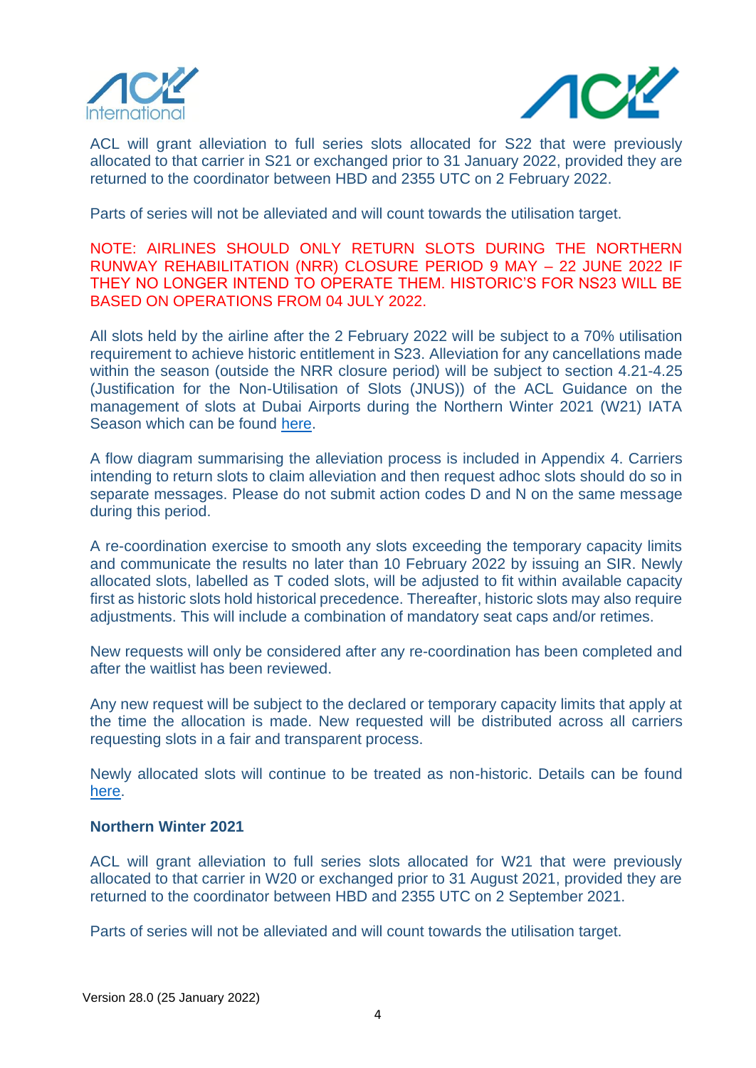ACL will grant alleviation to full series slots allocated for S22 that were previously allocated to that carrier in S21 or exchanged prior to 31 January 2022, provided they are returned to the coordinator between HBD and 2355 UTC on 2 February 2022.

Parts of series will not be alleviated and will count towards the utilisation target.

NOTE: AIRLINES SHOULD ONLY RETURN SLOTS DURING THE NORTHERN RUNWAY REHABILITATION (NRR) CLOSURE PERIOD 9 MAY – 22 JUNE 2022 IF THEY NO LONGER INTEND TO OPERATE THEM. HISTORIC'S FOR NS23 WILL BE BASED ON OPERATIONS FROM 04 JULY 2022.

All slots held by the airline after the 2 February 2022 will be subject to a 70% utilisation requirement to achieve historic entitlement in S23. Alleviation for any cancellations made within the season (outside the NRR closure period) will be subject to section 4.21-4.25 (Justification for the Non-Utilisation of Slots (JNUS)) of the ACL Guidance on the management of slots at Dubai Airports during the Northern Winter 2021 (W21) IATA Season which can be found here.

A flow diagram summarising the alleviation process is included in Appendix 4. Carriers intending to return slots to claim alleviation and then request adhoc slots should do so in separate messages. Please do not submit action codes D and N on the same message during this period.

A re-coordination exercise to smooth any slots exceeding the temporary capacity limits and communicate the results no later than 10 February 2022 by issuing an SIR. Newly allocated slots, labelled as T coded slots, will be adjusted to fit within available capacity first as historic slots hold historical precedence. Thereafter, historic slots may also require adjustments. This will include a combination of mandatory seat caps and/or retimes.

New requests will only be considered after any re-coordination has been completed and after the waitlist has been reviewed.

Any new request will be subject to the declared or temporary capacity limits that apply at the time the allocation is made. New requested will be distributed across all carriers requesting slots in a fair and transparent process.

Newly allocated slots will continue to be treated as non-historic. Details can be found here.

### Northern Winter 2021

ACL will grant alleviation to full series slots allocated for W21 that were previously allocated to that carrier in W20 or exchanged prior to 31 August 2021, provided they are returned to the coordinator between HBD and 2355 UTC on 2 September 2021.

Parts of series will not be alleviated and will count towards the utilisation target.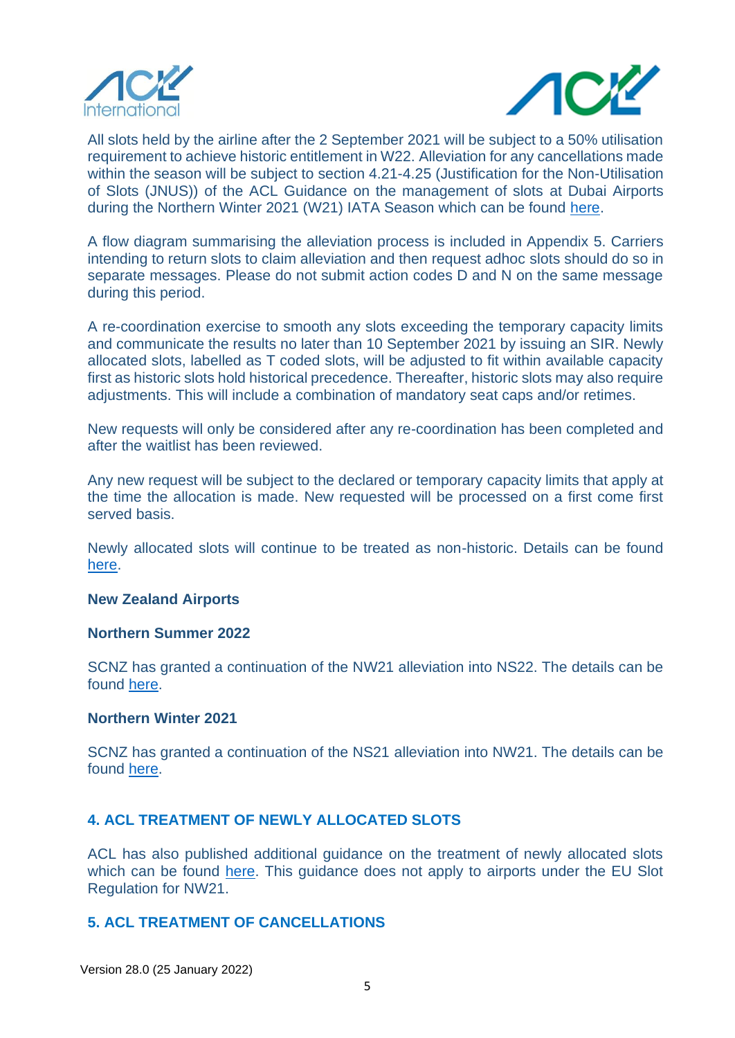All slots held by the airline after the 2 September 2021 will be subject to a 50% utilisation requirement to achieve historic entitlement in W22. Alleviation for any cancellations made within the season will be subject to section 4.21-4.25 (Justification for the Non-Utilisation of Slots (JNUS)) of the ACL Guidance on the management of slots at Dubai Airports during the Northern Winter 2021 (W21) IATA Season which can be found here.

A flow diagram summarising the alleviation process is included in Appendix 5. Carriers intending to return slots to claim alleviation and then request adhoc slots should do so in separate messages. Please do not submit action codes D and N on the same message during this period.

A re-coordination exercise to smooth any slots exceeding the temporary capacity limits and communicate the results no later than 10 September 2021 by issuing an SIR. Newly allocated slots, labelled as T coded slots, will be adjusted to fit within available capacity first as historic slots hold historical precedence. Thereafter, historic slots may also require adjustments. This will include a combination of mandatory seat caps and/or retimes.

New requests will only be considered after any re-coordination has been completed and after the waitlist has been reviewed.

Any new request will be subject to the declared or temporary capacity limits that apply at the time the allocation is made. New requested will be processed on a first come first served basis.

Newly allocated slots will continue to be treated as non-historic. Details can be found here.

**New Zealand Airports**

**Northern Summer 2022**

SCNZ has granted a continuation of the NW21 alleviation into NS22. The details can be found here.

**Northern Winter 2021**

SCNZ has granted a continuation of the NS21 alleviation into NW21. The details can be found here.

## 4. ACL TREATMENT OF NEWLY ALLOCATED SLOTS

ACL has also published additional guidance on the treatment of newly allocated slots which can be found here. This guidance does not apply to airports under the EU Slot Regulation for NW21.

## 5. ACL TREATMENT OF CANCELLATIONS

Version 28.0 (25 January 2022)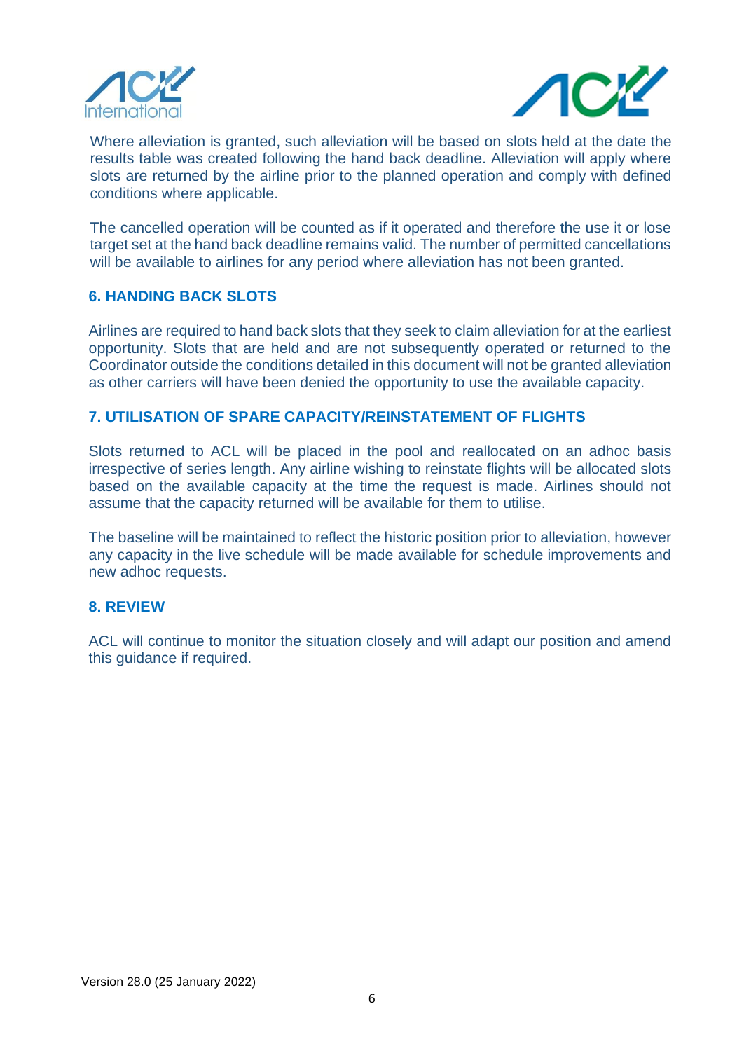Where alleviation is granted, such alleviation will be based on slots held at the date the results table was created following the hand back deadline. Alleviation will apply where slots are returned by the airline prior to the planned operation and comply with defined conditions where applicable.

The cancelled operation will be counted as if it operated and therefore the use it or lose target set at the hand back deadline remains valid. The number of permitted cancellations will be available to airlines for any period where alleviation has not been granted.

## 6. HANDING BACK SLOTS

Airlines are required to hand back slots that they seek to claim alleviation for at the earliest opportunity. Slots that are held and are not subsequently operated or returned to the Coordinator outside the conditions detailed in this document will not be granted alleviation as other carriers will have been denied the opportunity to use the available capacity.

## 7. UTILISATION OF SPARE CAPACITY/REINSTATEMENT OF FLIGHTS

Slots returned to ACL will be placed in the pool and reallocated on an adhoc basis irrespective of series length. Any airline wishing to reinstate flights will be allocated slots based on the available capacity at the time the request is made. Airlines should not assume that the capacity returned will be available for them to utilise.

The baseline will be maintained to reflect the historic position prior to alleviation, however any capacity in the live schedule will be made available for schedule improvements and new adhoc requests.

## 8. REVIEW

ACL will continue to monitor the situation closely and will adapt our position and amend this guidance if required.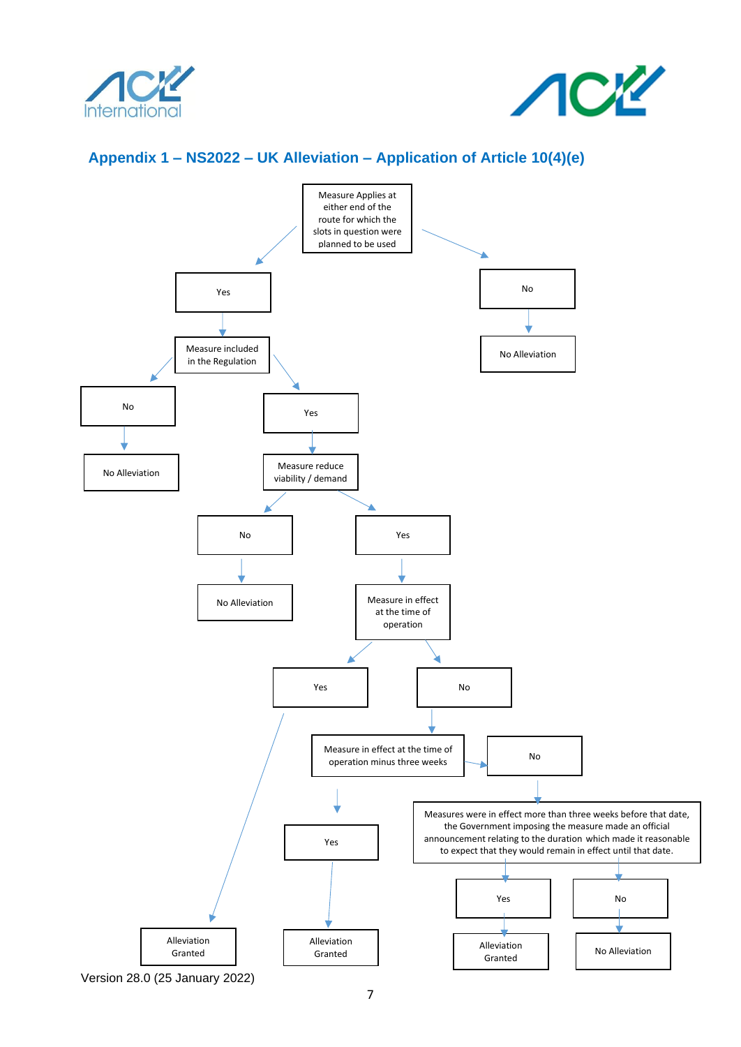## Appendix 1 – NS2022 – UK Alleviation – Application of Article 10(4)(e)

- **Measure Applies at either end of the route for which the slots in question were planned to be used**
  - **No** → No Alleviation
  - **Yes** → **Measure included in the Regulation**
    - **No** → No Alleviation
    - **Yes** → **Measure reduce viability / demand**
      - **No** → No Alleviation
      - **Yes** → **Measure in effect at the time of operation**
        - **Yes** → Alleviation Granted
        - **No** → **Measure in effect at the time of operation minus three weeks**
          - **Yes** → Alleviation Granted
          - **No** → **Measures were in effect more than three weeks before that date, the Government imposing the measure made an official announcement relating to the duration which made it reasonable to expect that they would remain in effect until that date.**
            - **Yes** → Alleviation Granted
            - **No** → No Alleviation

Version 28.0 (25 January 2022)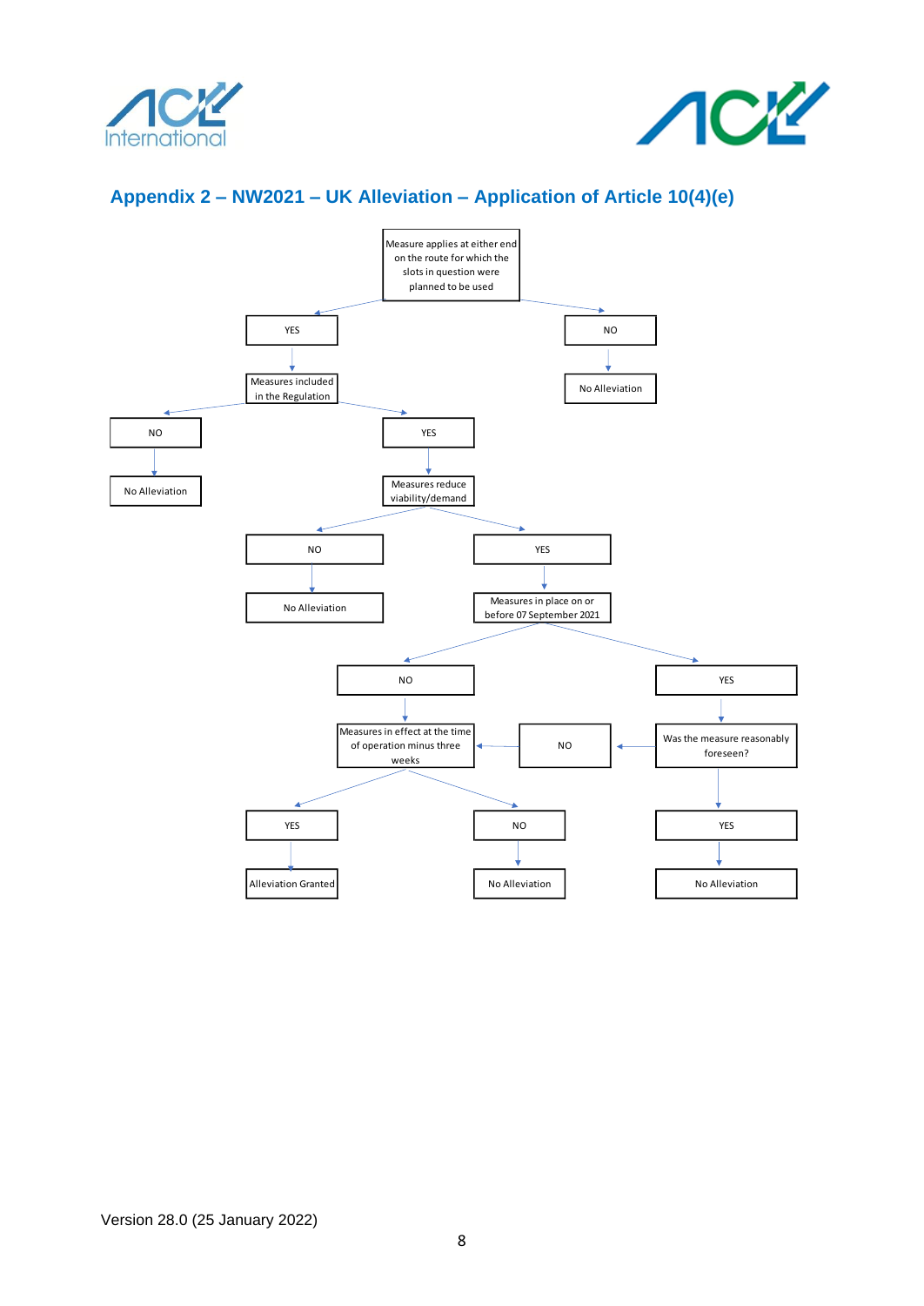# Appendix 2 – NW2021 – UK Alleviation – Application of Article 10(4)(e)

- Measure applies at either end on the route for which the slots in question were planned to be used
  - YES → Measures included in the Regulation
    - NO → No Alleviation
    - YES → Measures reduce viability/demand
      - NO → No Alleviation
      - YES → Measures in place on or before 07 September 2021
        - NO → Measures in effect at the time of operation minus three weeks
          - YES → Alleviation Granted
          - NO → No Alleviation
        - YES → Was the measure reasonably foreseen?
          - NO → Measures in effect at the time of operation minus three weeks
          - YES → No Alleviation
  - NO → No Alleviation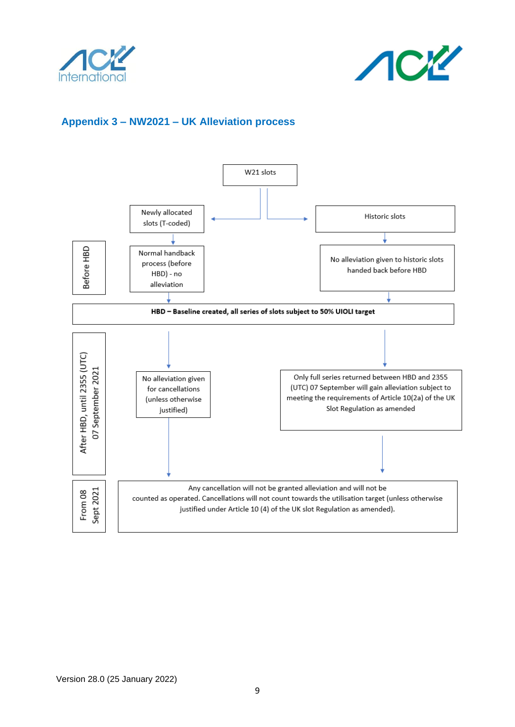## Appendix 3 – NW2021 – UK Alleviation process

W21 slots

**Newly allocated slots (T-coded)**

- Before HBD: Normal handback process (before HBD) - no alleviation

**Historic slots**

- Before HBD: No alleviation given to historic slots handed back before HBD

**HBD – Baseline created, all series of slots subject to 50% UIOLI target**

**After HBD, until 2355 (UTC) 07 September 2021**

- Newly allocated slots: No alleviation given for cancellations (unless otherwise justified)
- Historic slots: Only full series returned between HBD and 2355 (UTC) 07 September will gain alleviation subject to meeting the requirements of Article 10(2a) of the UK Slot Regulation as amended

**From 08 Sept 2021**

Any cancellation will not be granted alleviation and will not be counted as operated. Cancellations will not count towards the utilisation target (unless otherwise justified under Article 10 (4) of the UK slot Regulation as amended).

Version 28.0 (25 January 2022)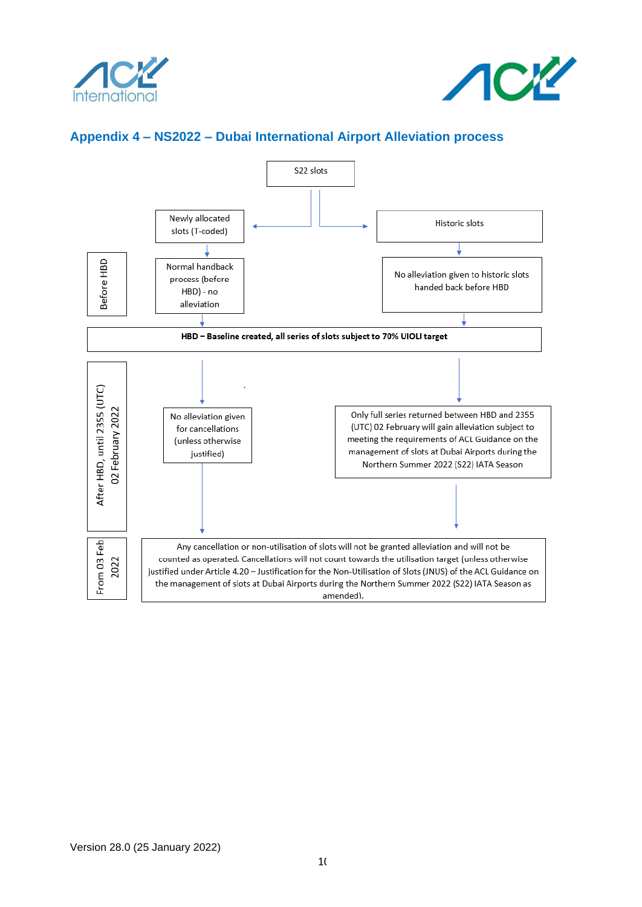## Appendix 4 – NS2022 – Dubai International Airport Alleviation process

S22 slots

Newly allocated slots (T-coded)

Historic slots

**Before HBD**

Normal handback process (before HBD) - no alleviation

No alleviation given to historic slots handed back before HBD

**HBD – Baseline created, all series of slots subject to 70% UIOLI target**

**After HBD, until 2355 (UTC) 02 February 2022**

No alleviation given for cancellations (unless otherwise justified)

Only full series returned between HBD and 2355 (UTC) 02 February will gain alleviation subject to meeting the requirements of ACL Guidance on the management of slots at Dubai Airports during the Northern Summer 2022 (S22) IATA Season

**From 03 Feb 2022**

Any cancellation or non-utilisation of slots will not be granted alleviation and will not be counted as operated. Cancellations will not count towards the utilisation target (unless otherwise justified under Article 4.20 – Justification for the Non-Utilisation of Slots (JNUS) of the ACL Guidance on the management of slots at Dubai Airports during the Northern Summer 2022 (S22) IATA Season as amended).

Version 28.0 (25 January 2022)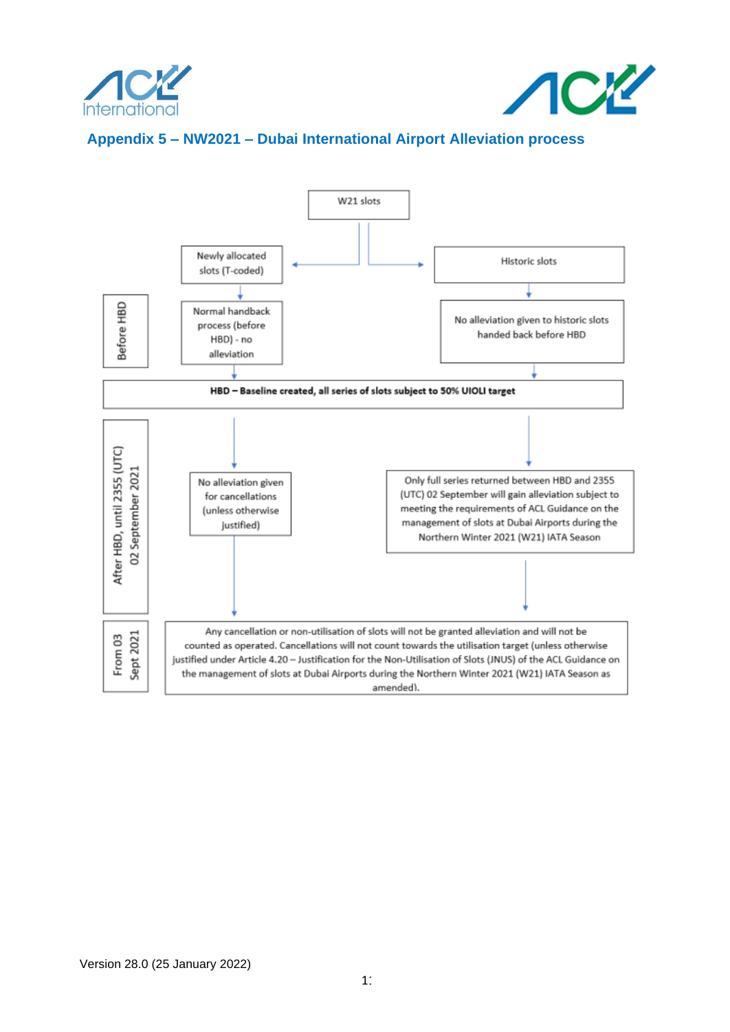## Appendix 5 – NW2021 – Dubai International Airport Alleviation process

W21 slots

Newly allocated slots (T-coded)

Historic slots

Before HBD

Normal handback process (before HBD) - no alleviation

No alleviation given to historic slots handed back before HBD

**HBD – Baseline created, all series of slots subject to 50% UIOLI target**

After HBD, until 2355 (UTC) 02 September 2021

No alleviation given for cancellations (unless otherwise justified)

Only full series returned between HBD and 2355 (UTC) 02 September will gain alleviation subject to meeting the requirements of ACL Guidance on the management of slots at Dubai Airports during the Northern Winter 2021 (W21) IATA Season

From 03 Sept 2021

Any cancellation or non-utilisation of slots will not be granted alleviation and will not be counted as operated. Cancellations will not count towards the utilisation target (unless otherwise justified under Article 4.20 – Justification for the Non-Utilisation of Slots (JNUS) of the ACL Guidance on the management of slots at Dubai Airports during the Northern Winter 2021 (W21) IATA Season as amended).

Version 28.0 (25 January 2022)